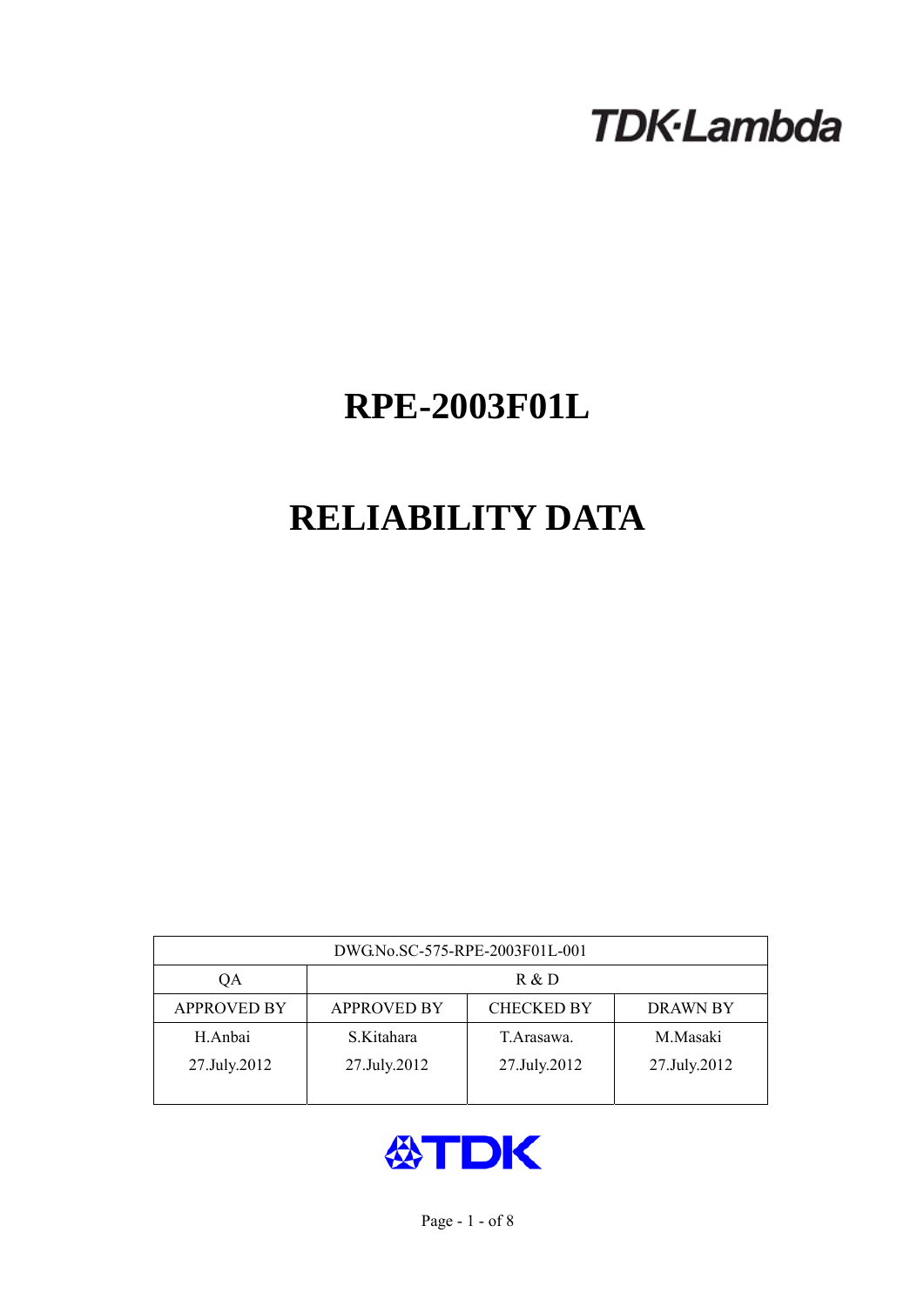TDK·Lambda

# RPE-2003F01L

# RELIABILITY DATA

| DWG.No.SC-575-RPE-2003F01L-001 | | | |
|---|---|---|---|
| QA | R & D | | |
| APPROVED BY | APPROVED BY | CHECKED BY | DRAWN BY |
| H.Anbai<br>27.July.2012 | S.Kitahara<br>27.July.2012 | T.Arasawa.<br>27.July.2012 | M.Masaki<br>27.July.2012 |

TDK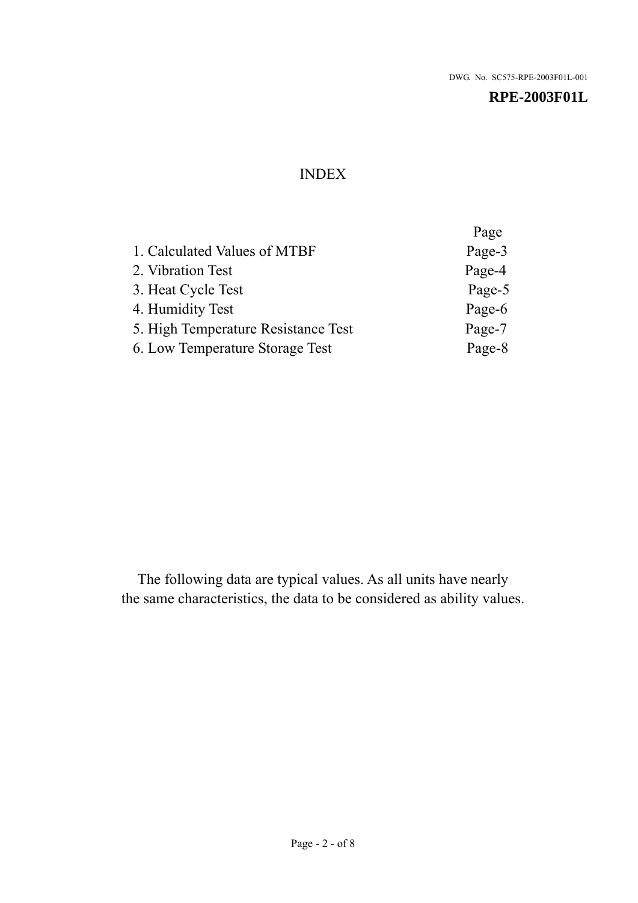DWG. No. SC575-RPE-2003F01L-001

**RPE-2003F01L**

# INDEX

| | Page |
|---|---|
| 1. Calculated Values of MTBF | Page-3 |
| 2. Vibration Test | Page-4 |
| 3. Heat Cycle Test | Page-5 |
| 4. Humidity Test | Page-6 |
| 5. High Temperature Resistance Test | Page-7 |
| 6. Low Temperature Storage Test | Page-8 |

The following data are typical values. As all units have nearly the same characteristics, the data to be considered as ability values.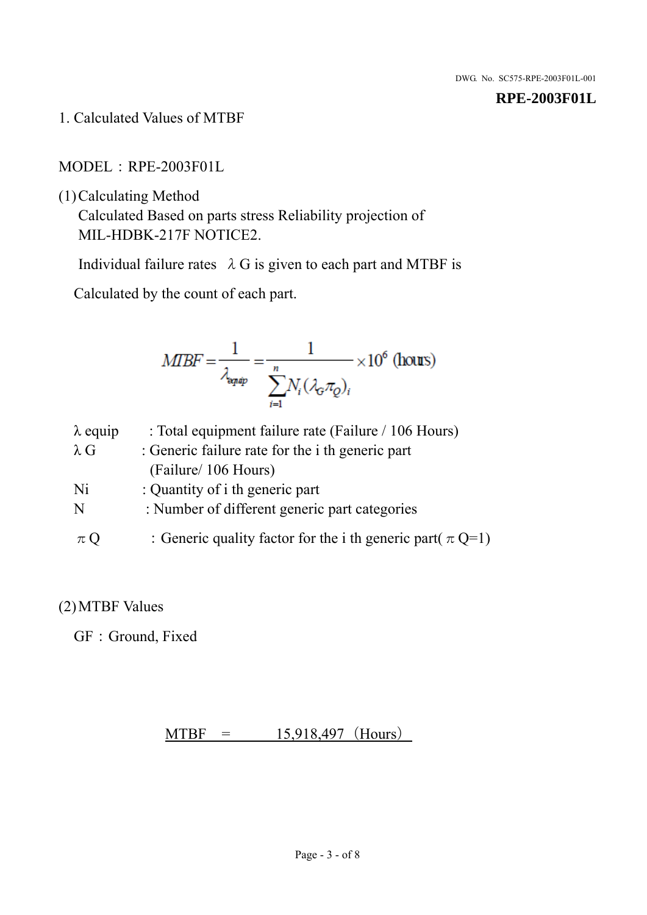DWG. No. SC575-RPE-2003F01L-001

**RPE-2003F01L**

1. Calculated Values of MTBF

MODEL：RPE-2003F01L

(1) Calculating Method

Calculated Based on parts stress Reliability projection of MIL-HDBK-217F NOTICE2.

Individual failure rates $\lambda G$ is given to each part and MTBF is

Calculated by the count of each part.

$$MTBF = \frac{1}{\lambda_{equip}} = \frac{1}{\sum_{i=1}^{n} N_i (\lambda_G \pi_Q)_i} \times 10^6 \text{ (hours)}$$

$\lambda$ equip : Total equipment failure rate (Failure / 106 Hours)

$\lambda$ G : Generic failure rate for the i th generic part (Failure/ 106 Hours)

Ni : Quantity of i th generic part

N : Number of different generic part categories

$\pi$ Q ：Generic quality factor for the i th generic part( $\pi$ Q=1)

(2) MTBF Values

GF：Ground, Fixed

MTBF = 15,918,497（Hours）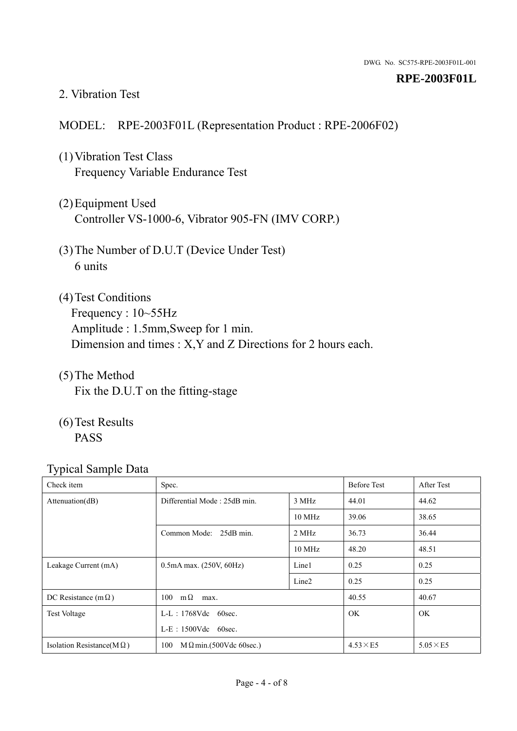## 2. Vibration Test

MODEL: RPE-2003F01L (Representation Product : RPE-2006F02)

(1) Vibration Test Class
Frequency Variable Endurance Test

(2) Equipment Used
Controller VS-1000-6, Vibrator 905-FN (IMV CORP.)

(3) The Number of D.U.T (Device Under Test)
6 units

(4) Test Conditions
Frequency : 10~55Hz
Amplitude : 1.5mm,Sweep for 1 min.
Dimension and times : X,Y and Z Directions for 2 hours each.

(5) The Method
Fix the D.U.T on the fitting-stage

(6) Test Results
PASS

Typical Sample Data

| Check item | Spec. | | Before Test | After Test |
|---|---|---|---|---|
| Attenuation(dB) | Differential Mode : 25dB min. | 3 MHz | 44.01 | 44.62 |
| | | 10 MHz | 39.06 | 38.65 |
| | Common Mode: 25dB min. | 2 MHz | 36.73 | 36.44 |
| | | 10 MHz | 48.20 | 48.51 |
| Leakage Current (mA) | 0.5mA max. (250V, 60Hz) | Line1 | 0.25 | 0.25 |
| | | Line2 | 0.25 | 0.25 |
| DC Resistance (mΩ) | 100 mΩ max. | | 40.55 | 40.67 |
| Test Voltage | L-L : 1768Vdc 60sec.<br>L-E : 1500Vdc 60sec. | | OK | OK |
| Isolation Resistance(MΩ) | 100 MΩ min.(500Vdc 60sec.) | | 4.53×E5 | 5.05×E5 |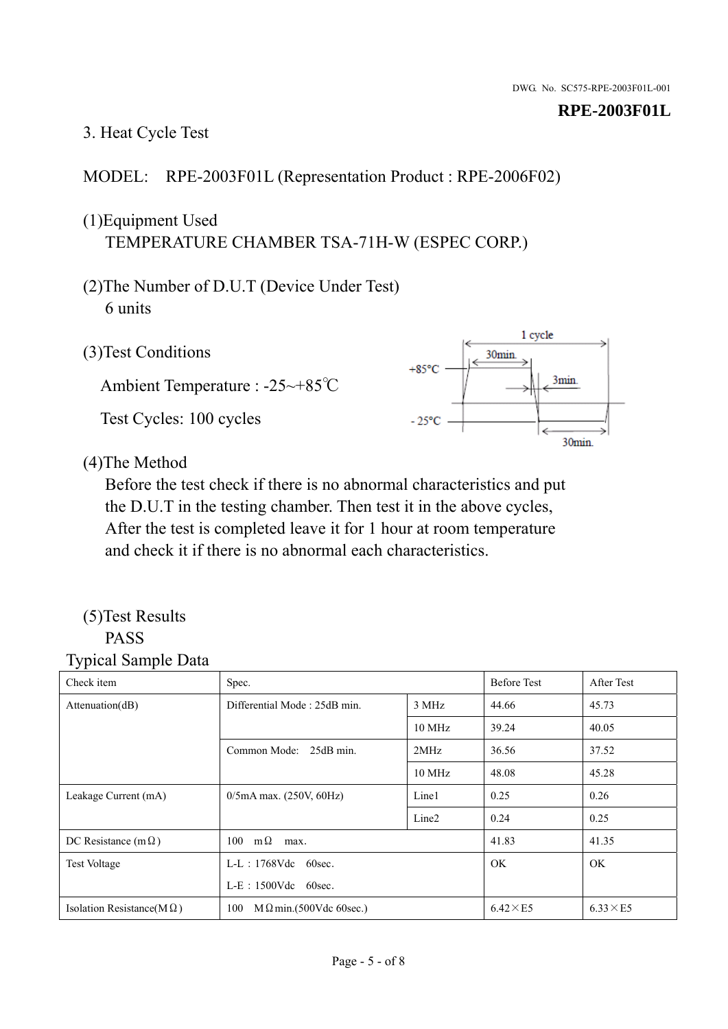**RPE-2003F01L**

DWG. No. SC575-RPE-2003F01L-001

### 3. Heat Cycle Test

MODEL: RPE-2003F01L (Representation Product : RPE-2006F02)

(1)Equipment Used
TEMPERATURE CHAMBER TSA-71H-W (ESPEC CORP.)

(2)The Number of D.U.T (Device Under Test)
6 units

(3)Test Conditions

Ambient Temperature : -25~+85℃

Test Cycles: 100 cycles

1 cycle
+85°C 30min.
3min.
- 25°C 30min.

(4)The Method
Before the test check if there is no abnormal characteristics and put the D.U.T in the testing chamber. Then test it in the above cycles, After the test is completed leave it for 1 hour at room temperature and check it if there is no abnormal each characteristics.

(5)Test Results
PASS

Typical Sample Data

| Check item | Spec. | | Before Test | After Test |
|---|---|---|---|---|
| Attenuation(dB) | Differential Mode : 25dB min. | 3 MHz | 44.66 | 45.73 |
| | | 10 MHz | 39.24 | 40.05 |
| | Common Mode: 25dB min. | 2MHz | 36.56 | 37.52 |
| | | 10 MHz | 48.08 | 45.28 |
| Leakage Current (mA) | 0/5mA max. (250V, 60Hz) | Line1 | 0.25 | 0.26 |
| | | Line2 | 0.24 | 0.25 |
| DC Resistance (mΩ) | 100 mΩ max. | | 41.83 | 41.35 |
| Test Voltage | L-L : 1768Vdc 60sec.<br>L-E : 1500Vdc 60sec. | | OK | OK |
| Isolation Resistance(MΩ) | 100 MΩmin.(500Vdc 60sec.) | | 6.42×E5 | 6.33×E5 |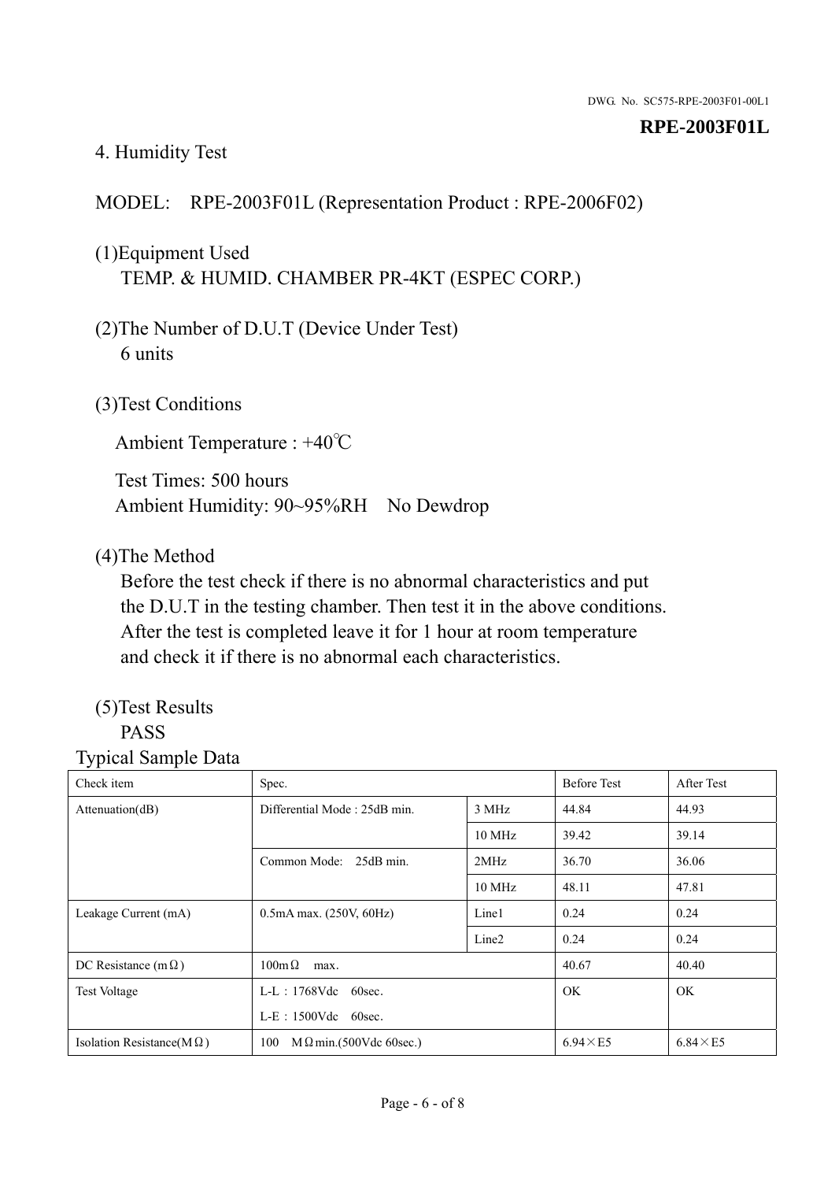## 4. Humidity Test

MODEL: RPE-2003F01L (Representation Product : RPE-2006F02)

(1)Equipment Used
TEMP. & HUMID. CHAMBER PR-4KT (ESPEC CORP.)

(2)The Number of D.U.T (Device Under Test)
6 units

(3)Test Conditions

Ambient Temperature : +40℃

Test Times: 500 hours
Ambient Humidity: 90~95%RH No Dewdrop

(4)The Method
Before the test check if there is no abnormal characteristics and put the D.U.T in the testing chamber. Then test it in the above conditions. After the test is completed leave it for 1 hour at room temperature and check it if there is no abnormal each characteristics.

(5)Test Results
PASS

Typical Sample Data

| Check item | Spec. | | Before Test | After Test |
|---|---|---|---|---|
| Attenuation(dB) | Differential Mode : 25dB min. | 3 MHz | 44.84 | 44.93 |
| | | 10 MHz | 39.42 | 39.14 |
| | Common Mode: 25dB min. | 2MHz | 36.70 | 36.06 |
| | | 10 MHz | 48.11 | 47.81 |
| Leakage Current (mA) | 0.5mA max. (250V, 60Hz) | Line1 | 0.24 | 0.24 |
| | | Line2 | 0.24 | 0.24 |
| DC Resistance (mΩ) | 100mΩ max. | | 40.67 | 40.40 |
| Test Voltage | L-L：1768Vdc 60sec.<br>L-E：1500Vdc 60sec. | | OK | OK |
| Isolation Resistance(MΩ) | 100 MΩmin.(500Vdc 60sec.) | | 6.94×E5 | 6.84×E5 |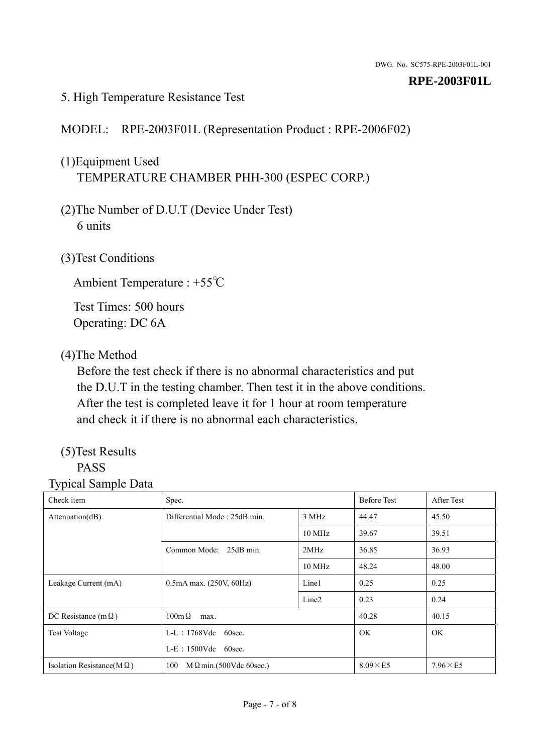## 5. High Temperature Resistance Test

MODEL: RPE-2003F01L (Representation Product : RPE-2006F02)

(1)Equipment Used

TEMPERATURE CHAMBER PHH-300 (ESPEC CORP.)

(2)The Number of D.U.T (Device Under Test)

6 units

(3)Test Conditions

Ambient Temperature : +55℃

Test Times: 500 hours
Operating: DC 6A

(4)The Method

Before the test check if there is no abnormal characteristics and put the D.U.T in the testing chamber. Then test it in the above conditions. After the test is completed leave it for 1 hour at room temperature and check it if there is no abnormal each characteristics.

(5)Test Results

PASS

Typical Sample Data

| Check item | Spec. | | Before Test | After Test |
|---|---|---|---|---|
| Attenuation(dB) | Differential Mode : 25dB min. | 3 MHz | 44.47 | 45.50 |
| | | 10 MHz | 39.67 | 39.51 |
| | Common Mode: 25dB min. | 2MHz | 36.85 | 36.93 |
| | | 10 MHz | 48.24 | 48.00 |
| Leakage Current (mA) | 0.5mA max. (250V, 60Hz) | Line1 | 0.25 | 0.25 |
| | | Line2 | 0.23 | 0.24 |
| DC Resistance (mΩ) | 100mΩ max. | | 40.28 | 40.15 |
| Test Voltage | L-L：1768Vdc 60sec.<br>L-E：1500Vdc 60sec. | | OK | OK |
| Isolation Resistance(MΩ) | 100 MΩmin.(500Vdc 60sec.) | | 8.09×E5 | 7.96×E5 |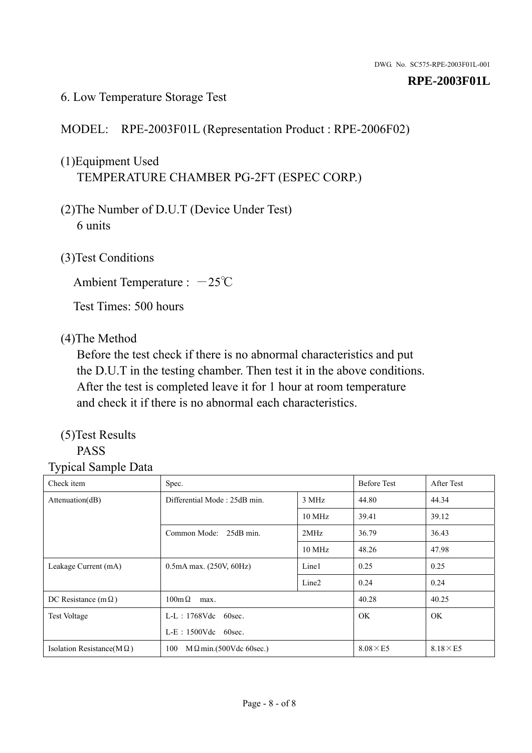6. Low Temperature Storage Test

MODEL: RPE-2003F01L (Representation Product : RPE-2006F02)

(1)Equipment Used
TEMPERATURE CHAMBER PG-2FT (ESPEC CORP.)

(2)The Number of D.U.T (Device Under Test)
6 units

(3)Test Conditions

Ambient Temperature : −25℃

Test Times: 500 hours

(4)The Method
Before the test check if there is no abnormal characteristics and put the D.U.T in the testing chamber. Then test it in the above conditions. After the test is completed leave it for 1 hour at room temperature and check it if there is no abnormal each characteristics.

(5)Test Results
PASS

Typical Sample Data

| Check item | Spec. | | Before Test | After Test |
|---|---|---|---|---|
| Attenuation(dB) | Differential Mode : 25dB min. | 3 MHz | 44.80 | 44.34 |
| | | 10 MHz | 39.41 | 39.12 |
| | Common Mode: 25dB min. | 2MHz | 36.79 | 36.43 |
| | | 10 MHz | 48.26 | 47.98 |
| Leakage Current (mA) | 0.5mA max. (250V, 60Hz) | Line1 | 0.25 | 0.25 |
| | | Line2 | 0.24 | 0.24 |
| DC Resistance (mΩ) | 100mΩ max. | | 40.28 | 40.25 |
| Test Voltage | L-L : 1768Vdc 60sec.<br>L-E : 1500Vdc 60sec. | | OK | OK |
| Isolation Resistance(MΩ) | 100 MΩmin.(500Vdc 60sec.) | | 8.08×E5 | 8.18×E5 |